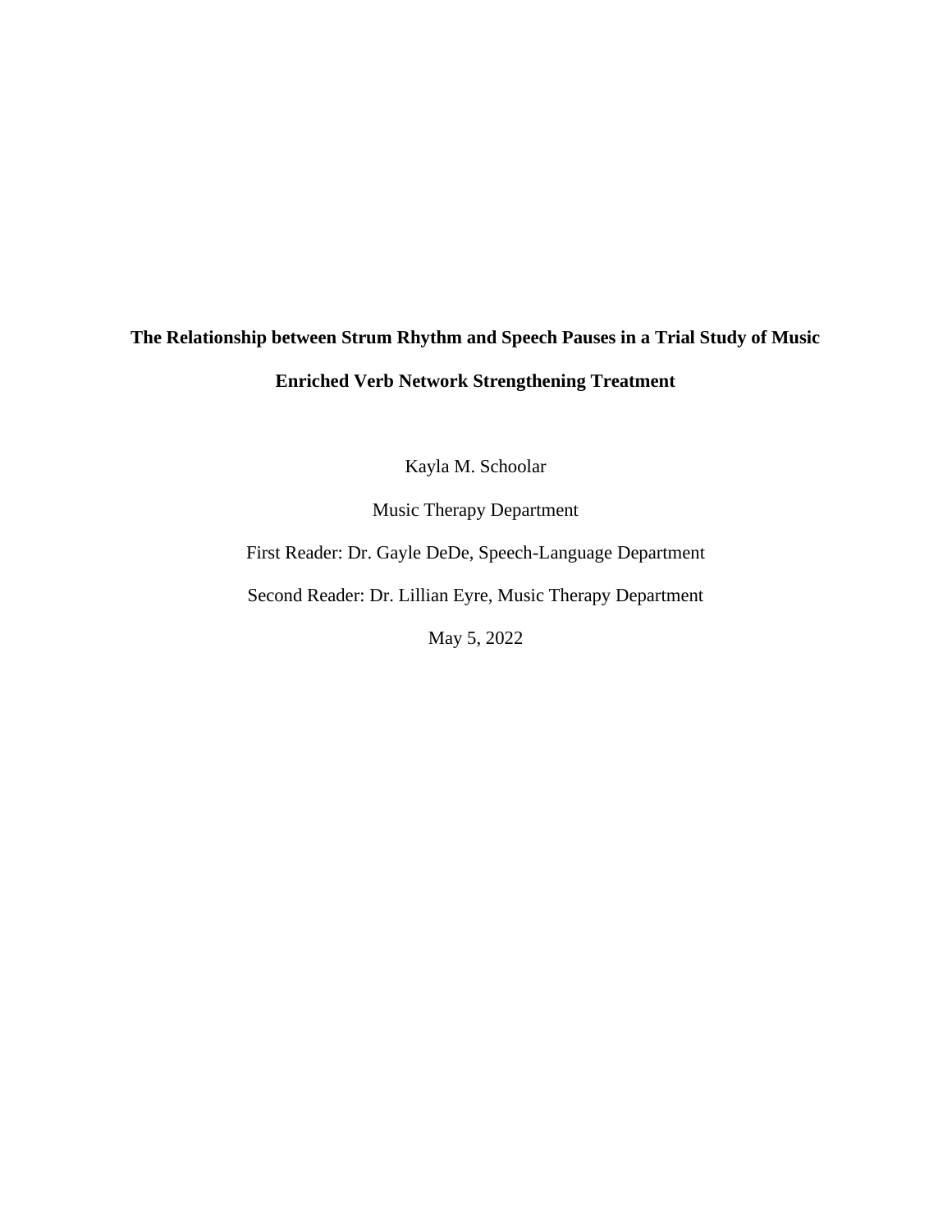# The Relationship between Strum Rhythm and Speech Pauses in a Trial Study of Music Enriched Verb Network Strengthening Treatment

Kayla M. Schoolar

Music Therapy Department

First Reader: Dr. Gayle DeDe, Speech-Language Department

Second Reader: Dr. Lillian Eyre, Music Therapy Department

May 5, 2022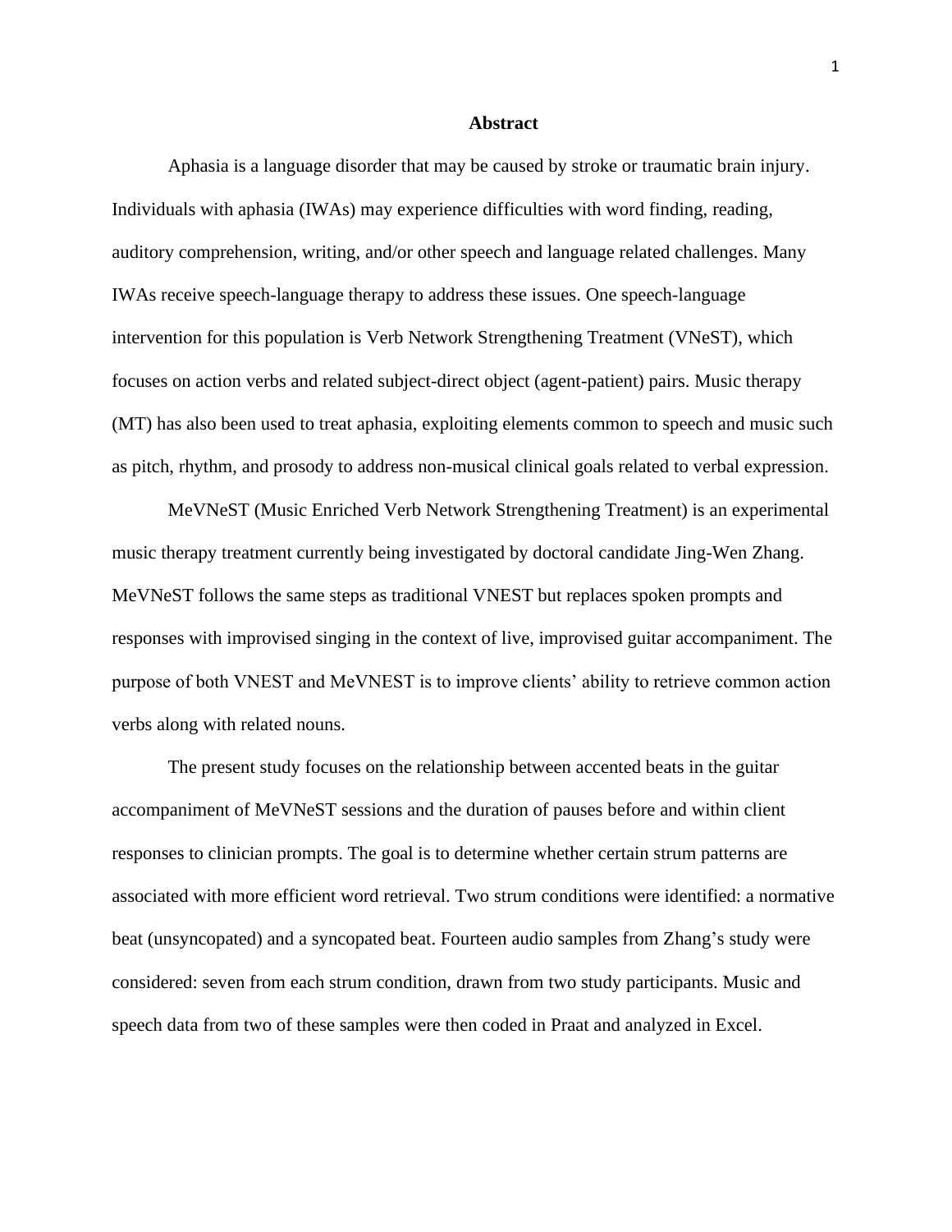# Abstract

Aphasia is a language disorder that may be caused by stroke or traumatic brain injury. Individuals with aphasia (IWAs) may experience difficulties with word finding, reading, auditory comprehension, writing, and/or other speech and language related challenges. Many IWAs receive speech-language therapy to address these issues. One speech-language intervention for this population is Verb Network Strengthening Treatment (VNeST), which focuses on action verbs and related subject-direct object (agent-patient) pairs. Music therapy (MT) has also been used to treat aphasia, exploiting elements common to speech and music such as pitch, rhythm, and prosody to address non-musical clinical goals related to verbal expression.

MeVNeST (Music Enriched Verb Network Strengthening Treatment) is an experimental music therapy treatment currently being investigated by doctoral candidate Jing-Wen Zhang. MeVNeST follows the same steps as traditional VNEST but replaces spoken prompts and responses with improvised singing in the context of live, improvised guitar accompaniment. The purpose of both VNEST and MeVNEST is to improve clients' ability to retrieve common action verbs along with related nouns.

The present study focuses on the relationship between accented beats in the guitar accompaniment of MeVNeST sessions and the duration of pauses before and within client responses to clinician prompts. The goal is to determine whether certain strum patterns are associated with more efficient word retrieval. Two strum conditions were identified: a normative beat (unsyncopated) and a syncopated beat. Fourteen audio samples from Zhang's study were considered: seven from each strum condition, drawn from two study participants. Music and speech data from two of these samples were then coded in Praat and analyzed in Excel.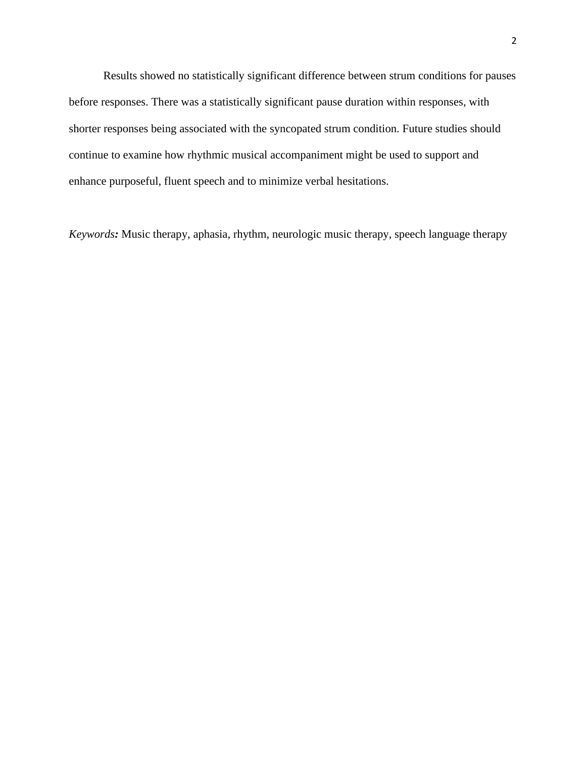Results showed no statistically significant difference between strum conditions for pauses before responses. There was a statistically significant pause duration within responses, with shorter responses being associated with the syncopated strum condition. Future studies should continue to examine how rhythmic musical accompaniment might be used to support and enhance purposeful, fluent speech and to minimize verbal hesitations.

*Keywords:* Music therapy, aphasia, rhythm, neurologic music therapy, speech language therapy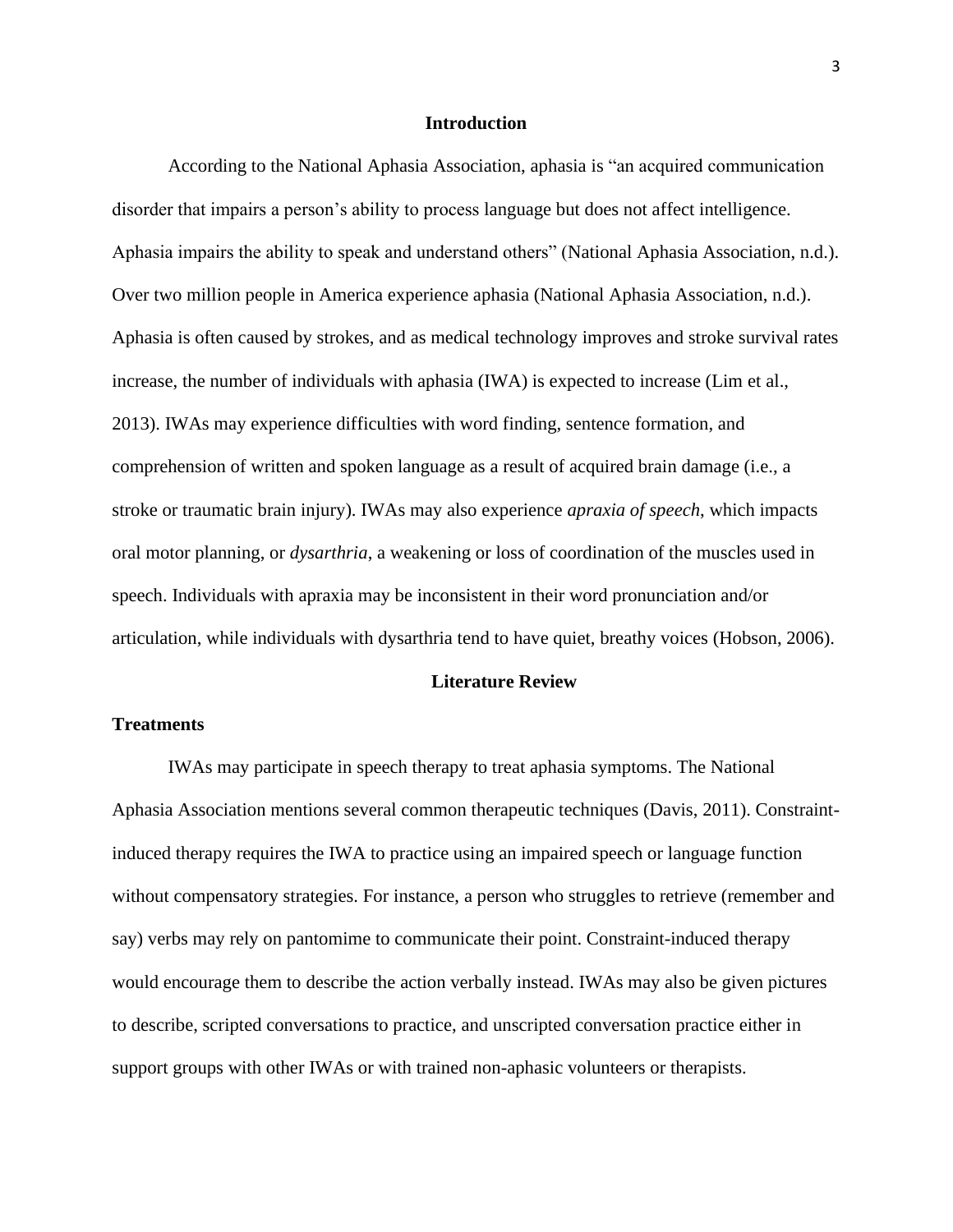## Introduction

According to the National Aphasia Association, aphasia is "an acquired communication disorder that impairs a person's ability to process language but does not affect intelligence. Aphasia impairs the ability to speak and understand others" (National Aphasia Association, n.d.). Over two million people in America experience aphasia (National Aphasia Association, n.d.). Aphasia is often caused by strokes, and as medical technology improves and stroke survival rates increase, the number of individuals with aphasia (IWA) is expected to increase (Lim et al., 2013). IWAs may experience difficulties with word finding, sentence formation, and comprehension of written and spoken language as a result of acquired brain damage (i.e., a stroke or traumatic brain injury). IWAs may also experience *apraxia of speech*, which impacts oral motor planning, or *dysarthria*, a weakening or loss of coordination of the muscles used in speech. Individuals with apraxia may be inconsistent in their word pronunciation and/or articulation, while individuals with dysarthria tend to have quiet, breathy voices (Hobson, 2006).

## Literature Review

### Treatments

IWAs may participate in speech therapy to treat aphasia symptoms. The National Aphasia Association mentions several common therapeutic techniques (Davis, 2011). Constraint-induced therapy requires the IWA to practice using an impaired speech or language function without compensatory strategies. For instance, a person who struggles to retrieve (remember and say) verbs may rely on pantomime to communicate their point. Constraint-induced therapy would encourage them to describe the action verbally instead. IWAs may also be given pictures to describe, scripted conversations to practice, and unscripted conversation practice either in support groups with other IWAs or with trained non-aphasic volunteers or therapists.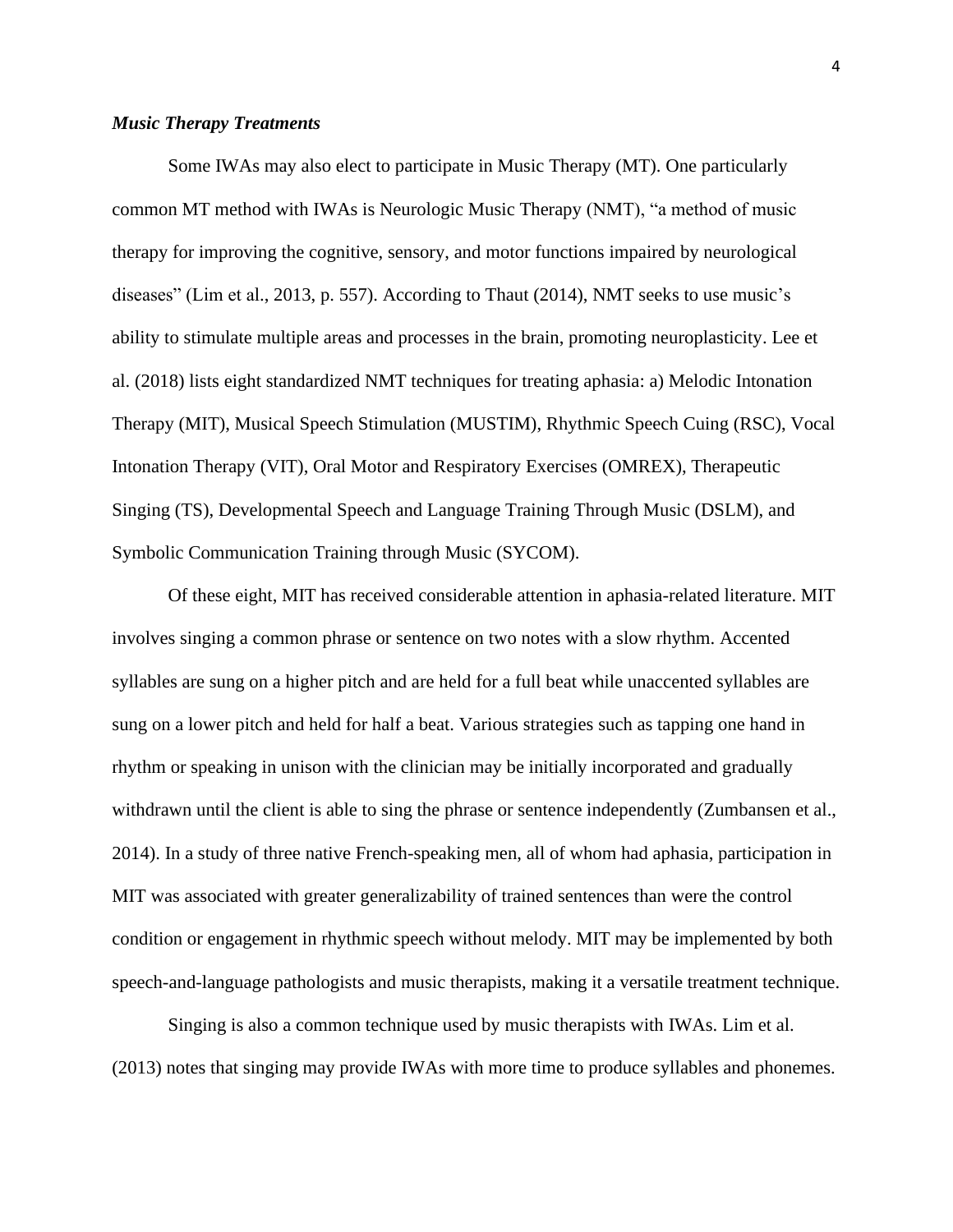### *Music Therapy Treatments*

Some IWAs may also elect to participate in Music Therapy (MT). One particularly common MT method with IWAs is Neurologic Music Therapy (NMT), "a method of music therapy for improving the cognitive, sensory, and motor functions impaired by neurological diseases" (Lim et al., 2013, p. 557). According to Thaut (2014), NMT seeks to use music's ability to stimulate multiple areas and processes in the brain, promoting neuroplasticity. Lee et al. (2018) lists eight standardized NMT techniques for treating aphasia: a) Melodic Intonation Therapy (MIT), Musical Speech Stimulation (MUSTIM), Rhythmic Speech Cuing (RSC), Vocal Intonation Therapy (VIT), Oral Motor and Respiratory Exercises (OMREX), Therapeutic Singing (TS), Developmental Speech and Language Training Through Music (DSLM), and Symbolic Communication Training through Music (SYCOM).

Of these eight, MIT has received considerable attention in aphasia-related literature. MIT involves singing a common phrase or sentence on two notes with a slow rhythm. Accented syllables are sung on a higher pitch and are held for a full beat while unaccented syllables are sung on a lower pitch and held for half a beat. Various strategies such as tapping one hand in rhythm or speaking in unison with the clinician may be initially incorporated and gradually withdrawn until the client is able to sing the phrase or sentence independently (Zumbansen et al., 2014). In a study of three native French-speaking men, all of whom had aphasia, participation in MIT was associated with greater generalizability of trained sentences than were the control condition or engagement in rhythmic speech without melody. MIT may be implemented by both speech-and-language pathologists and music therapists, making it a versatile treatment technique.

Singing is also a common technique used by music therapists with IWAs. Lim et al. (2013) notes that singing may provide IWAs with more time to produce syllables and phonemes.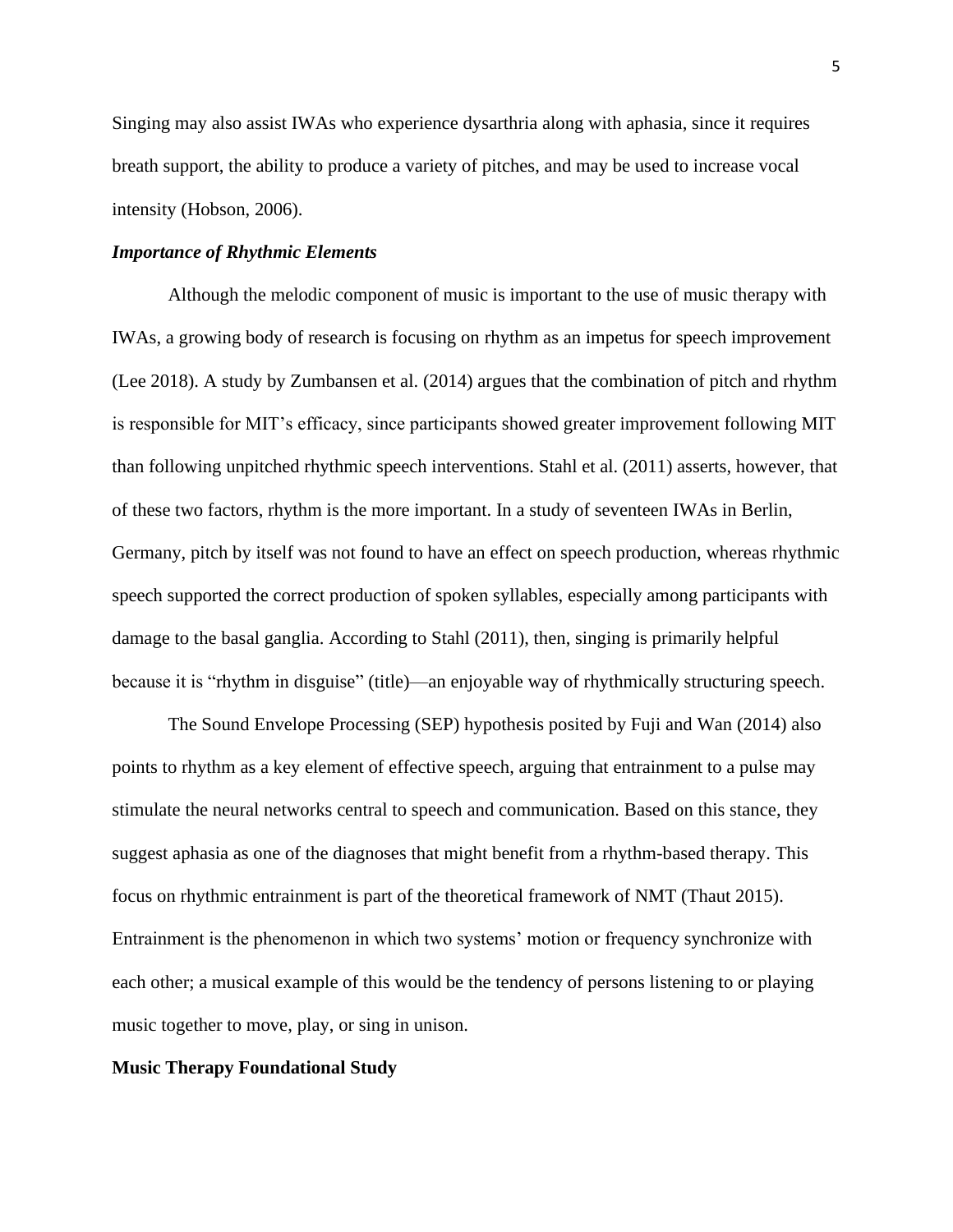Singing may also assist IWAs who experience dysarthria along with aphasia, since it requires breath support, the ability to produce a variety of pitches, and may be used to increase vocal intensity (Hobson, 2006).

### *Importance of Rhythmic Elements*

Although the melodic component of music is important to the use of music therapy with IWAs, a growing body of research is focusing on rhythm as an impetus for speech improvement (Lee 2018). A study by Zumbansen et al. (2014) argues that the combination of pitch and rhythm is responsible for MIT's efficacy, since participants showed greater improvement following MIT than following unpitched rhythmic speech interventions. Stahl et al. (2011) asserts, however, that of these two factors, rhythm is the more important. In a study of seventeen IWAs in Berlin, Germany, pitch by itself was not found to have an effect on speech production, whereas rhythmic speech supported the correct production of spoken syllables, especially among participants with damage to the basal ganglia. According to Stahl (2011), then, singing is primarily helpful because it is "rhythm in disguise" (title)—an enjoyable way of rhythmically structuring speech.

The Sound Envelope Processing (SEP) hypothesis posited by Fuji and Wan (2014) also points to rhythm as a key element of effective speech, arguing that entrainment to a pulse may stimulate the neural networks central to speech and communication. Based on this stance, they suggest aphasia as one of the diagnoses that might benefit from a rhythm-based therapy. This focus on rhythmic entrainment is part of the theoretical framework of NMT (Thaut 2015). Entrainment is the phenomenon in which two systems' motion or frequency synchronize with each other; a musical example of this would be the tendency of persons listening to or playing music together to move, play, or sing in unison.

## Music Therapy Foundational Study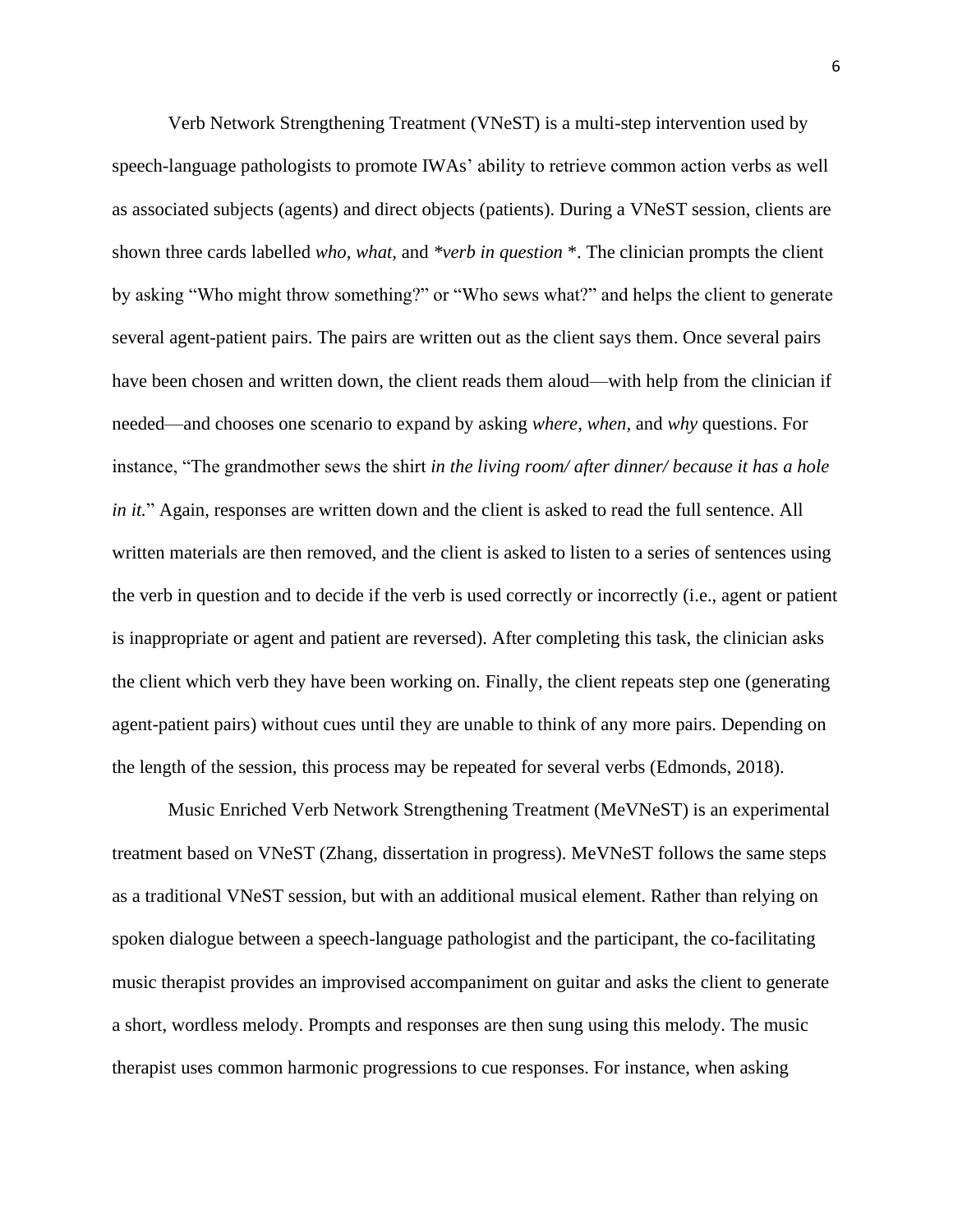Verb Network Strengthening Treatment (VNeST) is a multi-step intervention used by speech-language pathologists to promote IWAs' ability to retrieve common action verbs as well as associated subjects (agents) and direct objects (patients). During a VNeST session, clients are shown three cards labelled *who, what,* and **verb in question* *. The clinician prompts the client by asking "Who might throw something?" or "Who sews what?" and helps the client to generate several agent-patient pairs. The pairs are written out as the client says them. Once several pairs have been chosen and written down, the client reads them aloud—with help from the clinician if needed—and chooses one scenario to expand by asking *where, when,* and *why* questions. For instance, "The grandmother sews the shirt *in the living room/ after dinner/ because it has a hole in it.*" Again, responses are written down and the client is asked to read the full sentence. All written materials are then removed, and the client is asked to listen to a series of sentences using the verb in question and to decide if the verb is used correctly or incorrectly (i.e., agent or patient is inappropriate or agent and patient are reversed). After completing this task, the clinician asks the client which verb they have been working on. Finally, the client repeats step one (generating agent-patient pairs) without cues until they are unable to think of any more pairs. Depending on the length of the session, this process may be repeated for several verbs (Edmonds, 2018).

Music Enriched Verb Network Strengthening Treatment (MeVNeST) is an experimental treatment based on VNeST (Zhang, dissertation in progress). MeVNeST follows the same steps as a traditional VNeST session, but with an additional musical element. Rather than relying on spoken dialogue between a speech-language pathologist and the participant, the co-facilitating music therapist provides an improvised accompaniment on guitar and asks the client to generate a short, wordless melody. Prompts and responses are then sung using this melody. The music therapist uses common harmonic progressions to cue responses. For instance, when asking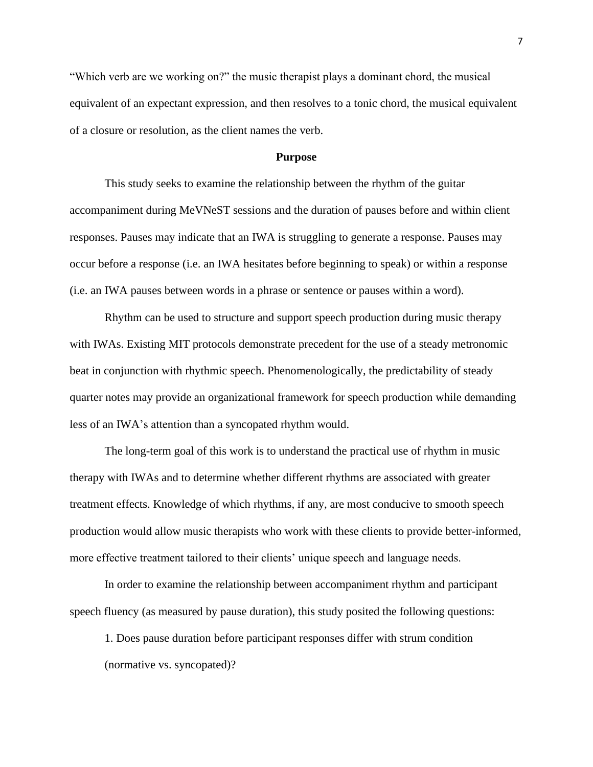"Which verb are we working on?" the music therapist plays a dominant chord, the musical equivalent of an expectant expression, and then resolves to a tonic chord, the musical equivalent of a closure or resolution, as the client names the verb.

## Purpose

This study seeks to examine the relationship between the rhythm of the guitar accompaniment during MeVNeST sessions and the duration of pauses before and within client responses. Pauses may indicate that an IWA is struggling to generate a response. Pauses may occur before a response (i.e. an IWA hesitates before beginning to speak) or within a response (i.e. an IWA pauses between words in a phrase or sentence or pauses within a word).

Rhythm can be used to structure and support speech production during music therapy with IWAs. Existing MIT protocols demonstrate precedent for the use of a steady metronomic beat in conjunction with rhythmic speech. Phenomenologically, the predictability of steady quarter notes may provide an organizational framework for speech production while demanding less of an IWA's attention than a syncopated rhythm would.

The long-term goal of this work is to understand the practical use of rhythm in music therapy with IWAs and to determine whether different rhythms are associated with greater treatment effects. Knowledge of which rhythms, if any, are most conducive to smooth speech production would allow music therapists who work with these clients to provide better-informed, more effective treatment tailored to their clients' unique speech and language needs.

In order to examine the relationship between accompaniment rhythm and participant speech fluency (as measured by pause duration), this study posited the following questions:

1. Does pause duration before participant responses differ with strum condition (normative vs. syncopated)?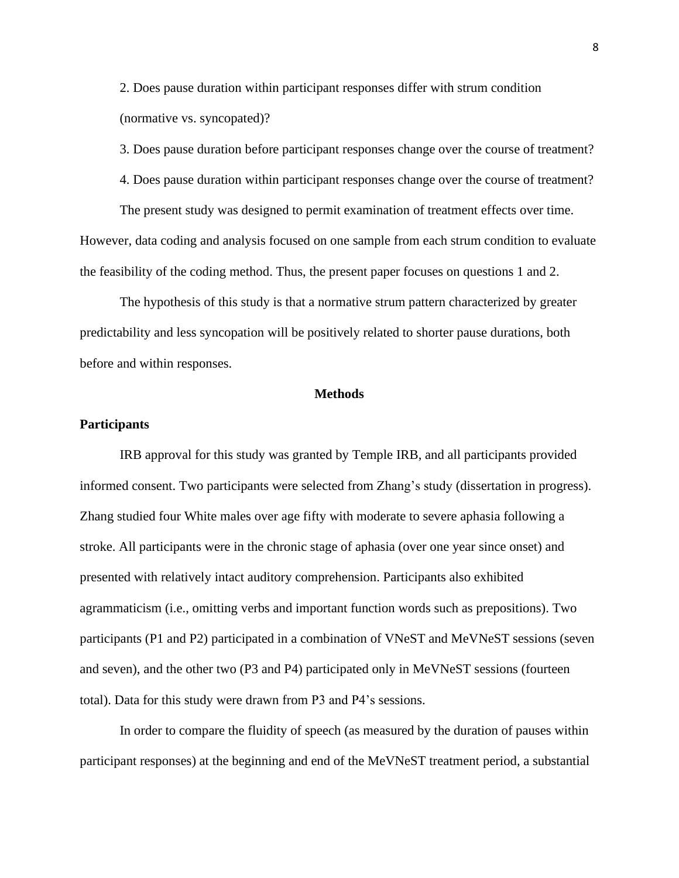2. Does pause duration within participant responses differ with strum condition (normative vs. syncopated)?

3. Does pause duration before participant responses change over the course of treatment?

4. Does pause duration within participant responses change over the course of treatment?

The present study was designed to permit examination of treatment effects over time. However, data coding and analysis focused on one sample from each strum condition to evaluate the feasibility of the coding method. Thus, the present paper focuses on questions 1 and 2.

The hypothesis of this study is that a normative strum pattern characterized by greater predictability and less syncopation will be positively related to shorter pause durations, both before and within responses.

## Methods

### Participants

IRB approval for this study was granted by Temple IRB, and all participants provided informed consent. Two participants were selected from Zhang's study (dissertation in progress). Zhang studied four White males over age fifty with moderate to severe aphasia following a stroke. All participants were in the chronic stage of aphasia (over one year since onset) and presented with relatively intact auditory comprehension. Participants also exhibited agrammaticism (i.e., omitting verbs and important function words such as prepositions). Two participants (P1 and P2) participated in a combination of VNeST and MeVNeST sessions (seven and seven), and the other two (P3 and P4) participated only in MeVNeST sessions (fourteen total). Data for this study were drawn from P3 and P4's sessions.

In order to compare the fluidity of speech (as measured by the duration of pauses within participant responses) at the beginning and end of the MeVNeST treatment period, a substantial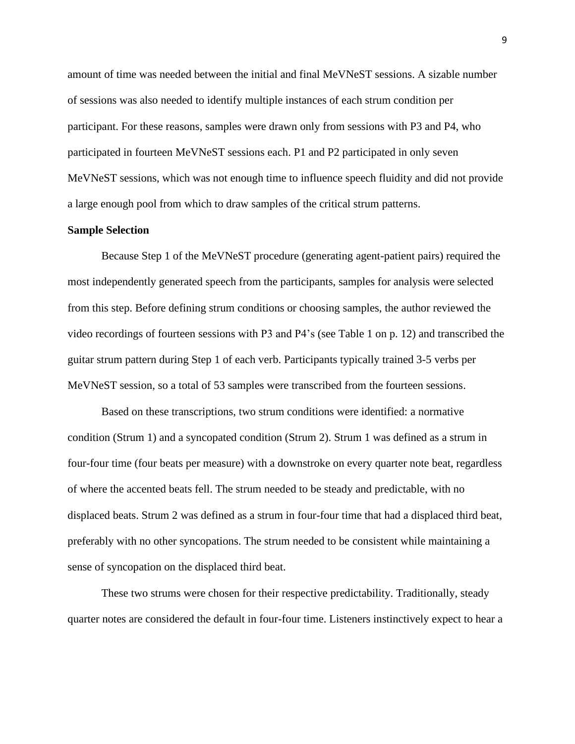amount of time was needed between the initial and final MeVNeST sessions. A sizable number of sessions was also needed to identify multiple instances of each strum condition per participant. For these reasons, samples were drawn only from sessions with P3 and P4, who participated in fourteen MeVNeST sessions each. P1 and P2 participated in only seven MeVNeST sessions, which was not enough time to influence speech fluidity and did not provide a large enough pool from which to draw samples of the critical strum patterns.

**Sample Selection**

Because Step 1 of the MeVNeST procedure (generating agent-patient pairs) required the most independently generated speech from the participants, samples for analysis were selected from this step. Before defining strum conditions or choosing samples, the author reviewed the video recordings of fourteen sessions with P3 and P4's (see Table 1 on p. 12) and transcribed the guitar strum pattern during Step 1 of each verb. Participants typically trained 3-5 verbs per MeVNeST session, so a total of 53 samples were transcribed from the fourteen sessions.

Based on these transcriptions, two strum conditions were identified: a normative condition (Strum 1) and a syncopated condition (Strum 2). Strum 1 was defined as a strum in four-four time (four beats per measure) with a downstroke on every quarter note beat, regardless of where the accented beats fell. The strum needed to be steady and predictable, with no displaced beats. Strum 2 was defined as a strum in four-four time that had a displaced third beat, preferably with no other syncopations. The strum needed to be consistent while maintaining a sense of syncopation on the displaced third beat.

These two strums were chosen for their respective predictability. Traditionally, steady quarter notes are considered the default in four-four time. Listeners instinctively expect to hear a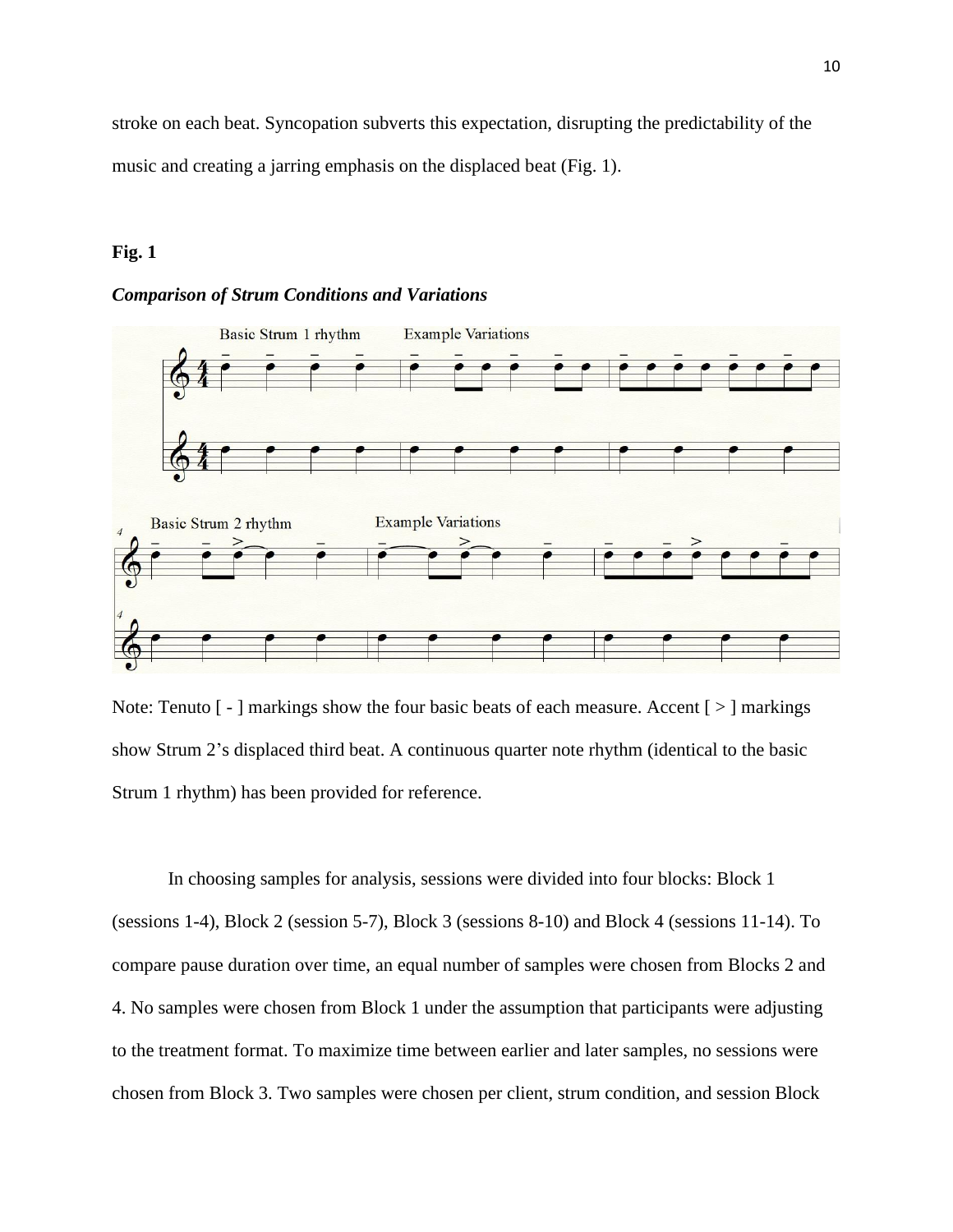stroke on each beat. Syncopation subverts this expectation, disrupting the predictability of the music and creating a jarring emphasis on the displaced beat (Fig. 1).

**Fig. 1**

***Comparison of Strum Conditions and Variations***

Note: Tenuto [ - ] markings show the four basic beats of each measure. Accent [ > ] markings show Strum 2's displaced third beat. A continuous quarter note rhythm (identical to the basic Strum 1 rhythm) has been provided for reference.

In choosing samples for analysis, sessions were divided into four blocks: Block 1 (sessions 1-4), Block 2 (session 5-7), Block 3 (sessions 8-10) and Block 4 (sessions 11-14). To compare pause duration over time, an equal number of samples were chosen from Blocks 2 and 4. No samples were chosen from Block 1 under the assumption that participants were adjusting to the treatment format. To maximize time between earlier and later samples, no sessions were chosen from Block 3. Two samples were chosen per client, strum condition, and session Block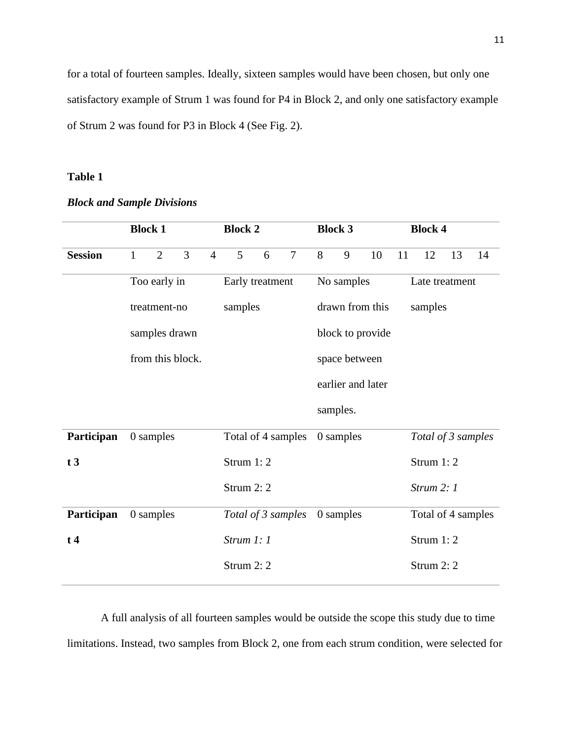for a total of fourteen samples. Ideally, sixteen samples would have been chosen, but only one satisfactory example of Strum 1 was found for P4 in Block 2, and only one satisfactory example of Strum 2 was found for P3 in Block 4 (See Fig. 2).

**Table 1**

***Block and Sample Divisions***

| | **Block 1** | | | | **Block 2** | | | **Block 3** | | | **Block 4** | | | |
|---|---|---|---|---|---|---|---|---|---|---|---|---|---|---|
| **Session** | 1 | 2 | 3 | 4 | 5 | 6 | 7 | 8 | 9 | 10 | 11 | 12 | 13 | 14 |
| | Too early in treatment-no samples drawn from this block. | | | | Early treatment samples | | | No samples drawn from this block to provide space between earlier and later samples. | | | Late treatment samples | | | |
| **Participant 3** | 0 samples | | | | Total of 4 samples<br>Strum 1: 2<br>Strum 2: 2 | | | 0 samples | | | *Total of 3 samples*<br>Strum 1: 2<br>*Strum 2: 1* | | | |
| **Participant 4** | 0 samples | | | | *Total of 3 samples*<br>*Strum 1: 1*<br>Strum 2: 2 | | | 0 samples | | | Total of 4 samples<br>Strum 1: 2<br>Strum 2: 2 | | | |

A full analysis of all fourteen samples would be outside the scope this study due to time limitations. Instead, two samples from Block 2, one from each strum condition, were selected for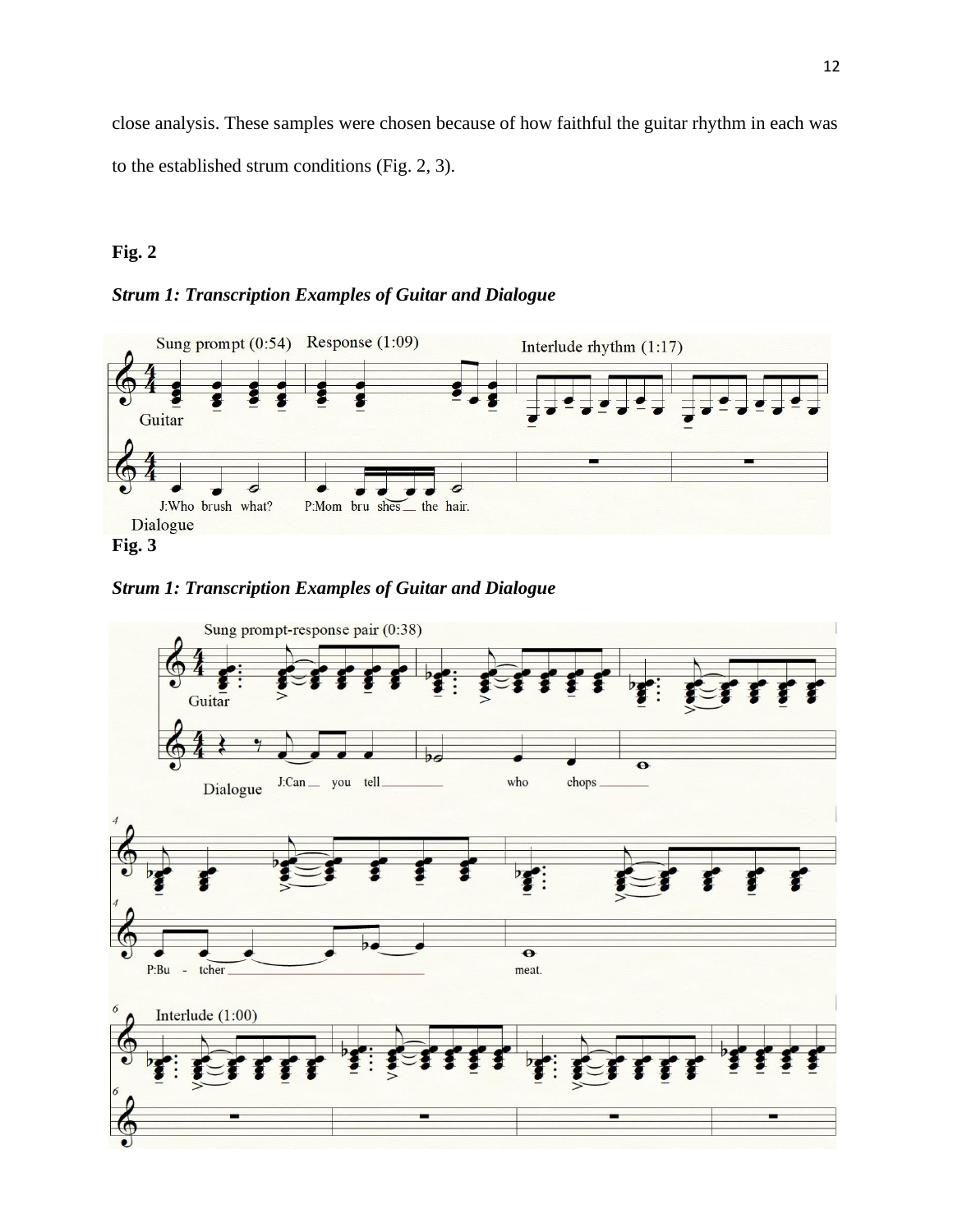close analysis. These samples were chosen because of how faithful the guitar rhythm in each was to the established strum conditions (Fig. 2, 3).

**Fig. 2**

***Strum 1: Transcription Examples of Guitar and Dialogue***

**Fig. 3**

***Strum 1: Transcription Examples of Guitar and Dialogue***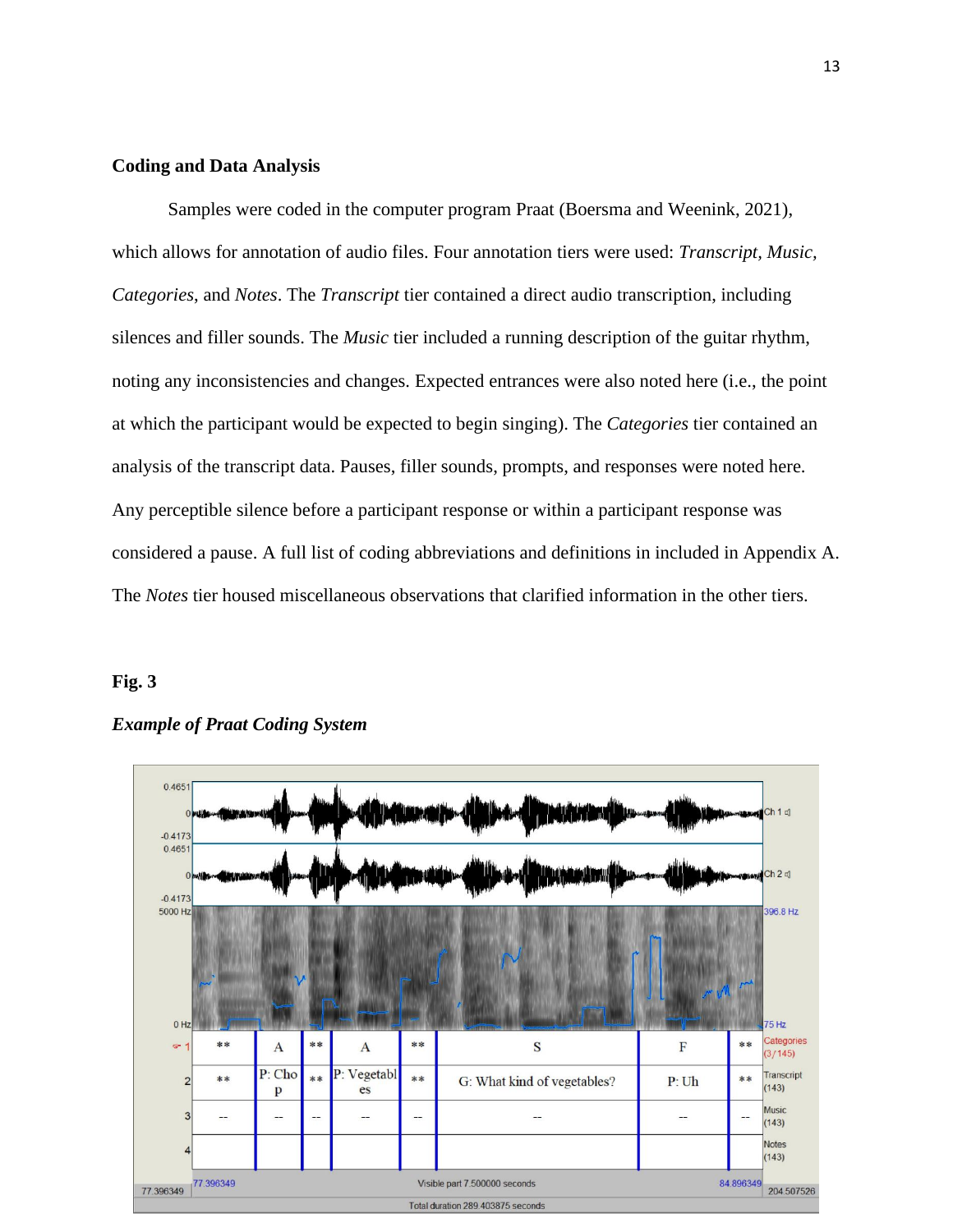**Coding and Data Analysis**

Samples were coded in the computer program Praat (Boersma and Weenink, 2021), which allows for annotation of audio files. Four annotation tiers were used: *Transcript*, *Music*, *Categories*, and *Notes*. The *Transcript* tier contained a direct audio transcription, including silences and filler sounds. The *Music* tier included a running description of the guitar rhythm, noting any inconsistencies and changes. Expected entrances were also noted here (i.e., the point at which the participant would be expected to begin singing). The *Categories* tier contained an analysis of the transcript data. Pauses, filler sounds, prompts, and responses were noted here. Any perceptible silence before a participant response or within a participant response was considered a pause. A full list of coding abbreviations and definitions in included in Appendix A. The *Notes* tier housed miscellaneous observations that clarified information in the other tiers.

**Fig. 3**

***Example of Praat Coding System***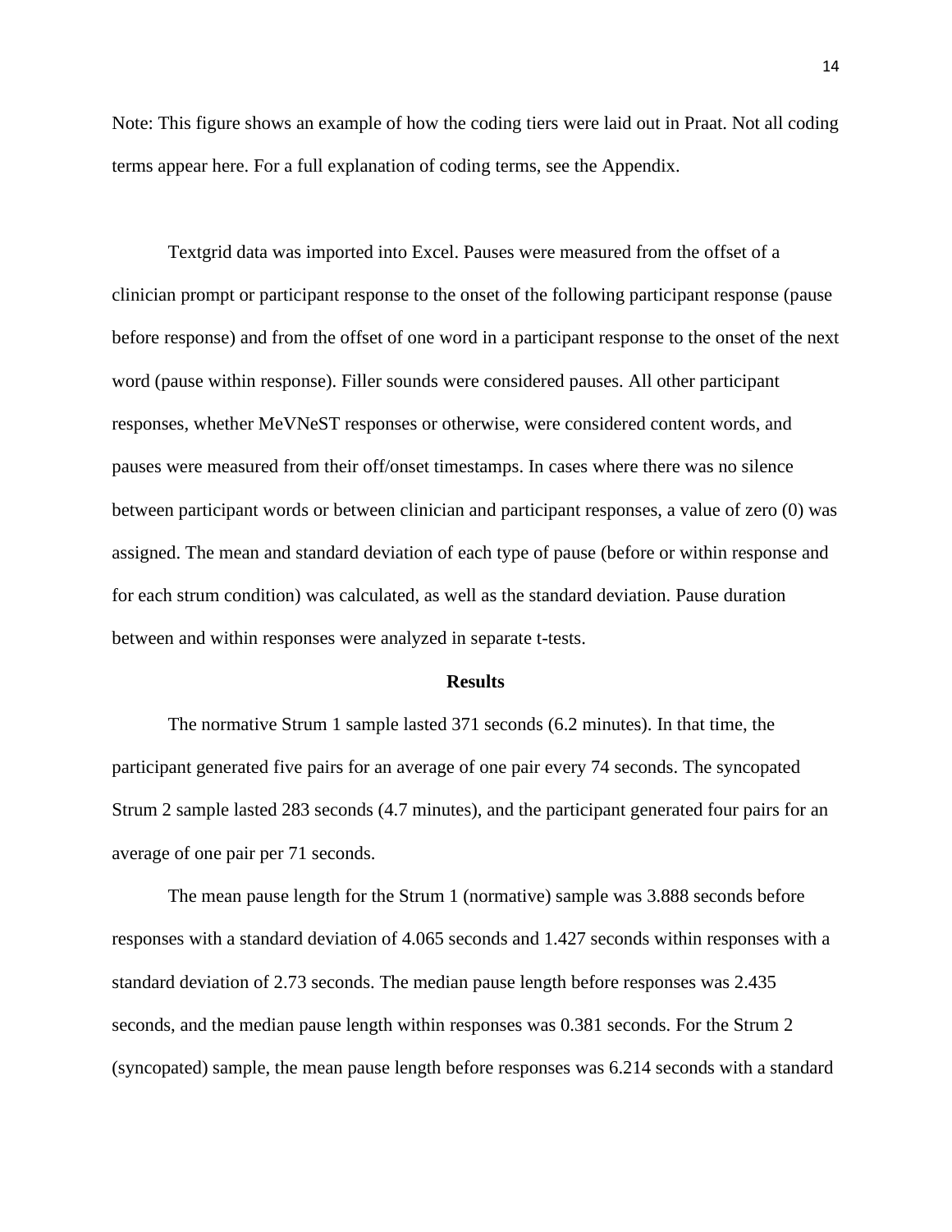Note: This figure shows an example of how the coding tiers were laid out in Praat. Not all coding terms appear here. For a full explanation of coding terms, see the Appendix.

Textgrid data was imported into Excel. Pauses were measured from the offset of a clinician prompt or participant response to the onset of the following participant response (pause before response) and from the offset of one word in a participant response to the onset of the next word (pause within response). Filler sounds were considered pauses. All other participant responses, whether MeVNeST responses or otherwise, were considered content words, and pauses were measured from their off/onset timestamps. In cases where there was no silence between participant words or between clinician and participant responses, a value of zero (0) was assigned. The mean and standard deviation of each type of pause (before or within response and for each strum condition) was calculated, as well as the standard deviation. Pause duration between and within responses were analyzed in separate t-tests.

## Results

The normative Strum 1 sample lasted 371 seconds (6.2 minutes). In that time, the participant generated five pairs for an average of one pair every 74 seconds. The syncopated Strum 2 sample lasted 283 seconds (4.7 minutes), and the participant generated four pairs for an average of one pair per 71 seconds.

The mean pause length for the Strum 1 (normative) sample was 3.888 seconds before responses with a standard deviation of 4.065 seconds and 1.427 seconds within responses with a standard deviation of 2.73 seconds. The median pause length before responses was 2.435 seconds, and the median pause length within responses was 0.381 seconds. For the Strum 2 (syncopated) sample, the mean pause length before responses was 6.214 seconds with a standard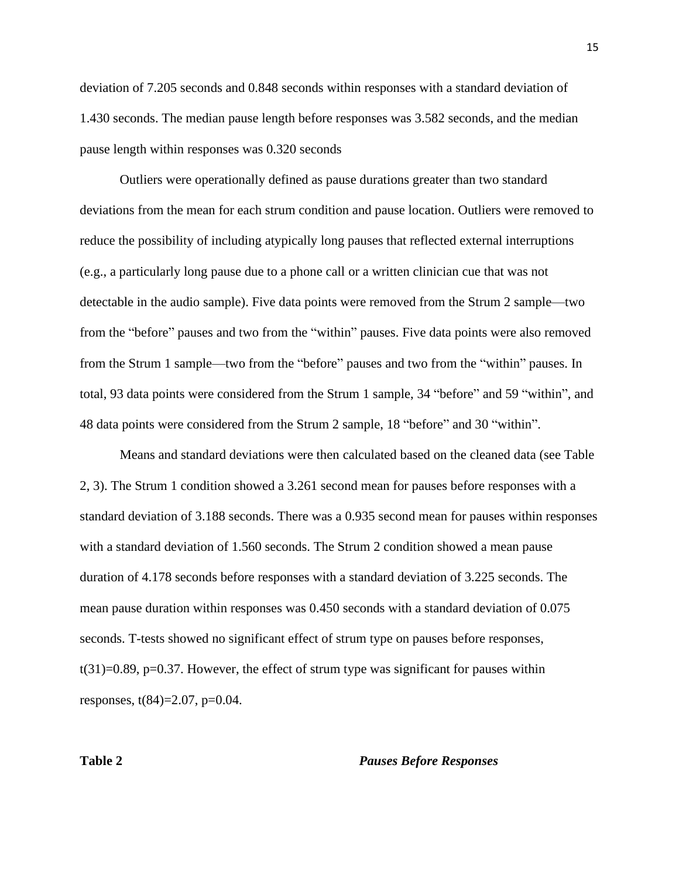deviation of 7.205 seconds and 0.848 seconds within responses with a standard deviation of 1.430 seconds. The median pause length before responses was 3.582 seconds, and the median pause length within responses was 0.320 seconds

Outliers were operationally defined as pause durations greater than two standard deviations from the mean for each strum condition and pause location. Outliers were removed to reduce the possibility of including atypically long pauses that reflected external interruptions (e.g., a particularly long pause due to a phone call or a written clinician cue that was not detectable in the audio sample). Five data points were removed from the Strum 2 sample—two from the "before" pauses and two from the "within" pauses. Five data points were also removed from the Strum 1 sample—two from the "before" pauses and two from the "within" pauses. In total, 93 data points were considered from the Strum 1 sample, 34 "before" and 59 "within", and 48 data points were considered from the Strum 2 sample, 18 "before" and 30 "within".

Means and standard deviations were then calculated based on the cleaned data (see Table 2, 3). The Strum 1 condition showed a 3.261 second mean for pauses before responses with a standard deviation of 3.188 seconds. There was a 0.935 second mean for pauses within responses with a standard deviation of 1.560 seconds. The Strum 2 condition showed a mean pause duration of 4.178 seconds before responses with a standard deviation of 3.225 seconds. The mean pause duration within responses was 0.450 seconds with a standard deviation of 0.075 seconds. T-tests showed no significant effect of strum type on pauses before responses, $t(31)=0.89$, $p=0.37$. However, the effect of strum type was significant for pauses within responses, $t(84)=2.07$, $p=0.04$.

**Table 2** ***Pauses Before Responses***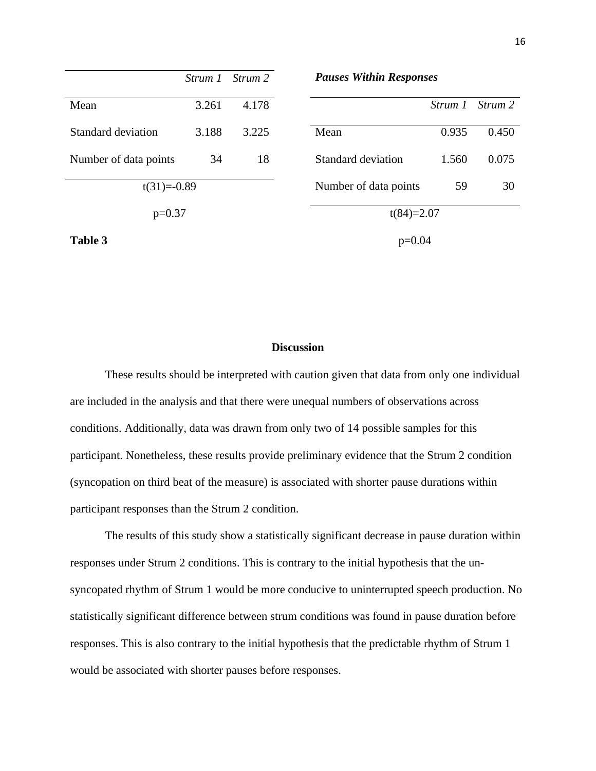| | *Strum 1* | *Strum 2* |
|---|---|---|
| Mean | 3.261 | 4.178 |
| Standard deviation | 3.188 | 3.225 |
| Number of data points | 34 | 18 |

t(31)=-0.89

p=0.37

**Table 3**

***Pauses Within Responses***

| | *Strum 1* | *Strum 2* |
|---|---|---|
| Mean | 0.935 | 0.450 |
| Standard deviation | 1.560 | 0.075 |
| Number of data points | 59 | 30 |

t(84)=2.07

p=0.04

## Discussion

These results should be interpreted with caution given that data from only one individual are included in the analysis and that there were unequal numbers of observations across conditions. Additionally, data was drawn from only two of 14 possible samples for this participant. Nonetheless, these results provide preliminary evidence that the Strum 2 condition (syncopation on third beat of the measure) is associated with shorter pause durations within participant responses than the Strum 2 condition.

The results of this study show a statistically significant decrease in pause duration within responses under Strum 2 conditions. This is contrary to the initial hypothesis that the un-syncopated rhythm of Strum 1 would be more conducive to uninterrupted speech production. No statistically significant difference between strum conditions was found in pause duration before responses. This is also contrary to the initial hypothesis that the predictable rhythm of Strum 1 would be associated with shorter pauses before responses.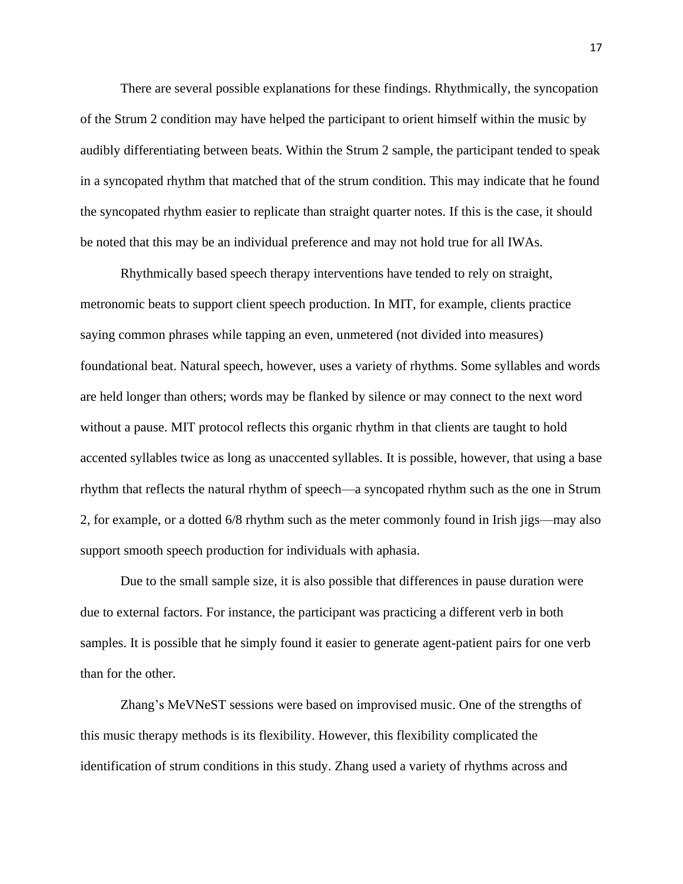There are several possible explanations for these findings. Rhythmically, the syncopation of the Strum 2 condition may have helped the participant to orient himself within the music by audibly differentiating between beats. Within the Strum 2 sample, the participant tended to speak in a syncopated rhythm that matched that of the strum condition. This may indicate that he found the syncopated rhythm easier to replicate than straight quarter notes. If this is the case, it should be noted that this may be an individual preference and may not hold true for all IWAs.

Rhythmically based speech therapy interventions have tended to rely on straight, metronomic beats to support client speech production. In MIT, for example, clients practice saying common phrases while tapping an even, unmetered (not divided into measures) foundational beat. Natural speech, however, uses a variety of rhythms. Some syllables and words are held longer than others; words may be flanked by silence or may connect to the next word without a pause. MIT protocol reflects this organic rhythm in that clients are taught to hold accented syllables twice as long as unaccented syllables. It is possible, however, that using a base rhythm that reflects the natural rhythm of speech—a syncopated rhythm such as the one in Strum 2, for example, or a dotted 6/8 rhythm such as the meter commonly found in Irish jigs—may also support smooth speech production for individuals with aphasia.

Due to the small sample size, it is also possible that differences in pause duration were due to external factors. For instance, the participant was practicing a different verb in both samples. It is possible that he simply found it easier to generate agent-patient pairs for one verb than for the other.

Zhang's MeVNeST sessions were based on improvised music. One of the strengths of this music therapy methods is its flexibility. However, this flexibility complicated the identification of strum conditions in this study. Zhang used a variety of rhythms across and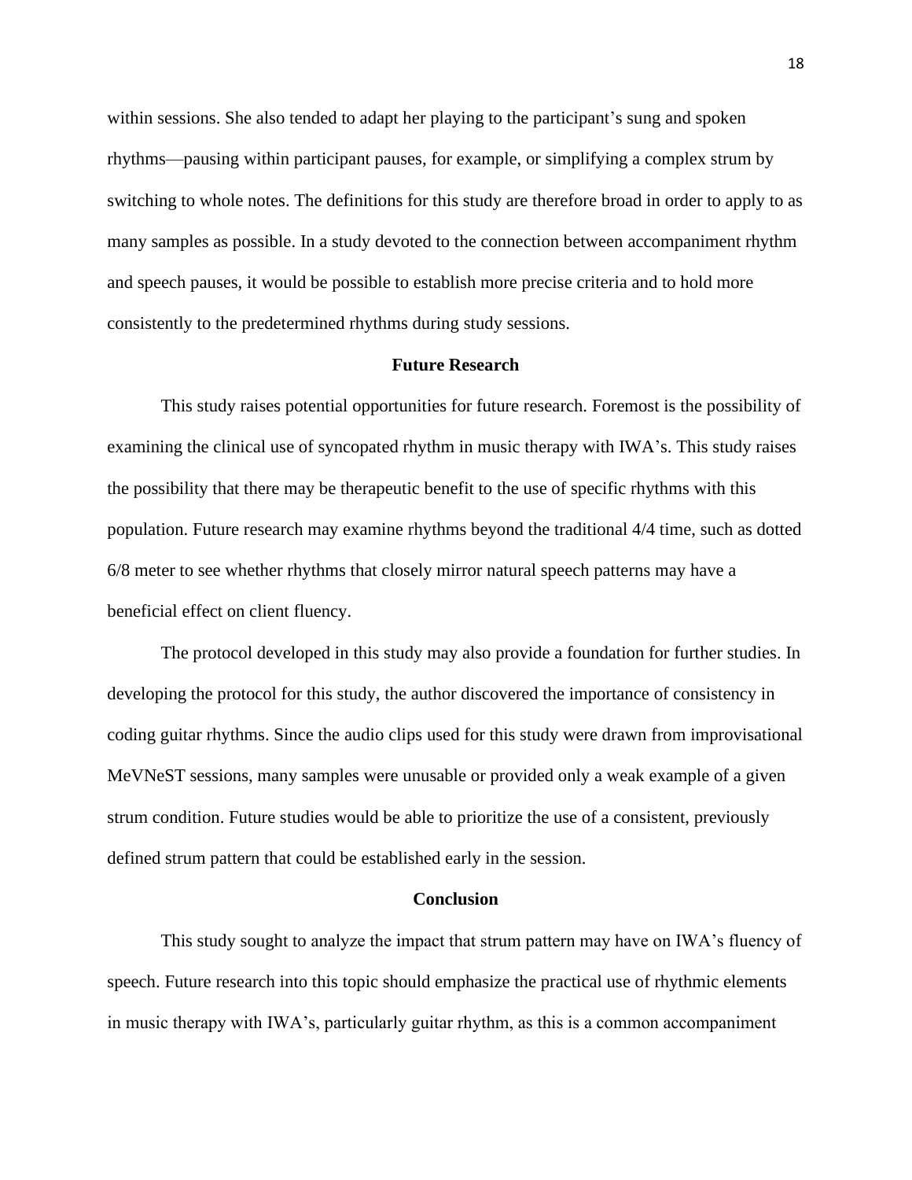within sessions. She also tended to adapt her playing to the participant's sung and spoken rhythms—pausing within participant pauses, for example, or simplifying a complex strum by switching to whole notes. The definitions for this study are therefore broad in order to apply to as many samples as possible. In a study devoted to the connection between accompaniment rhythm and speech pauses, it would be possible to establish more precise criteria and to hold more consistently to the predetermined rhythms during study sessions.

## Future Research

This study raises potential opportunities for future research. Foremost is the possibility of examining the clinical use of syncopated rhythm in music therapy with IWA's. This study raises the possibility that there may be therapeutic benefit to the use of specific rhythms with this population. Future research may examine rhythms beyond the traditional 4/4 time, such as dotted 6/8 meter to see whether rhythms that closely mirror natural speech patterns may have a beneficial effect on client fluency.

The protocol developed in this study may also provide a foundation for further studies. In developing the protocol for this study, the author discovered the importance of consistency in coding guitar rhythms. Since the audio clips used for this study were drawn from improvisational MeVNeST sessions, many samples were unusable or provided only a weak example of a given strum condition. Future studies would be able to prioritize the use of a consistent, previously defined strum pattern that could be established early in the session.

## Conclusion

This study sought to analyze the impact that strum pattern may have on IWA's fluency of speech. Future research into this topic should emphasize the practical use of rhythmic elements in music therapy with IWA's, particularly guitar rhythm, as this is a common accompaniment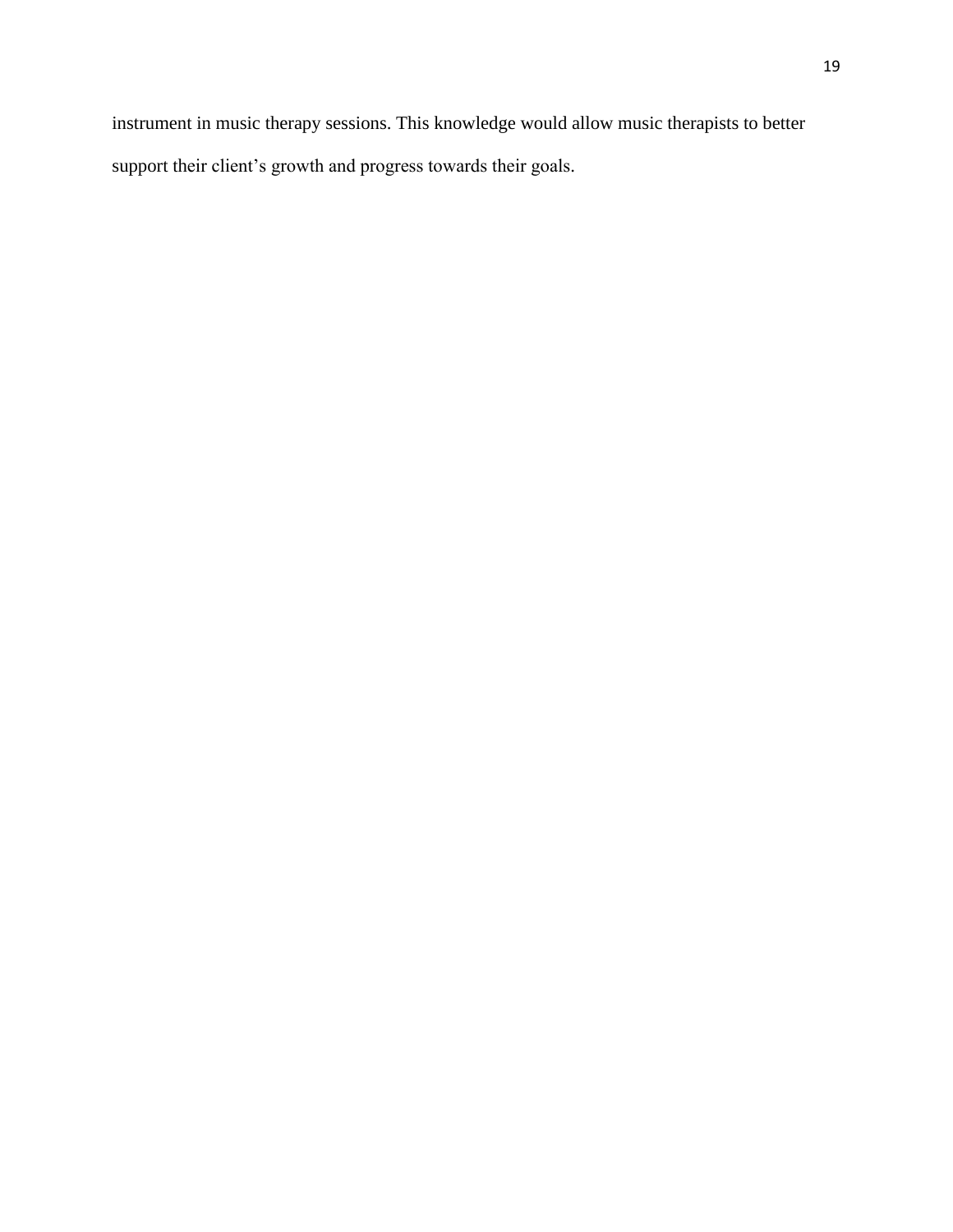instrument in music therapy sessions. This knowledge would allow music therapists to better support their client's growth and progress towards their goals.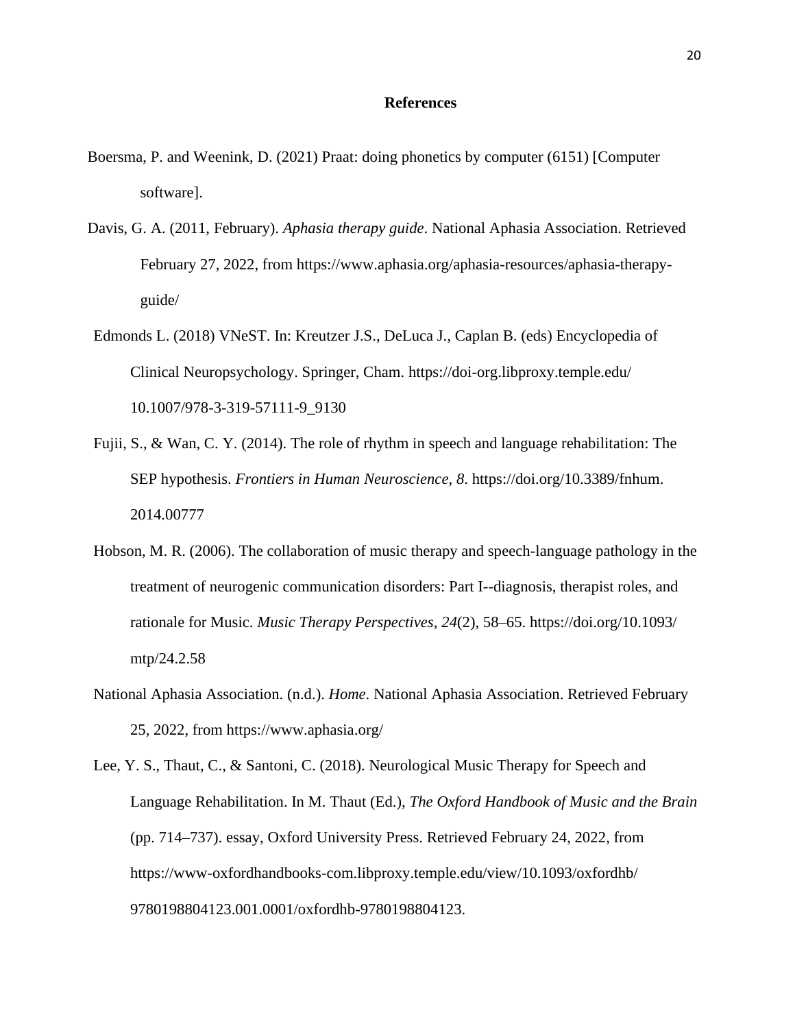## References

Boersma, P. and Weenink, D. (2021) Praat: doing phonetics by computer (6151) [Computer software].

Davis, G. A. (2011, February). *Aphasia therapy guide*. National Aphasia Association. Retrieved February 27, 2022, from https://www.aphasia.org/aphasia-resources/aphasia-therapy-guide/

Edmonds L. (2018) VNeST. In: Kreutzer J.S., DeLuca J., Caplan B. (eds) Encyclopedia of Clinical Neuropsychology. Springer, Cham. https://doi-org.libproxy.temple.edu/10.1007/978-3-319-57111-9_9130

Fujii, S., & Wan, C. Y. (2014). The role of rhythm in speech and language rehabilitation: The SEP hypothesis. *Frontiers in Human Neuroscience*, *8*. https://doi.org/10.3389/fnhum.2014.00777

Hobson, M. R. (2006). The collaboration of music therapy and speech-language pathology in the treatment of neurogenic communication disorders: Part I--diagnosis, therapist roles, and rationale for Music. *Music Therapy Perspectives*, *24*(2), 58–65. https://doi.org/10.1093/mtp/24.2.58

National Aphasia Association. (n.d.). *Home*. National Aphasia Association. Retrieved February 25, 2022, from https://www.aphasia.org/

Lee, Y. S., Thaut, C., & Santoni, C. (2018). Neurological Music Therapy for Speech and Language Rehabilitation. In M. Thaut (Ed.), *The Oxford Handbook of Music and the Brain* (pp. 714–737). essay, Oxford University Press. Retrieved February 24, 2022, from https://www-oxfordhandbooks-com.libproxy.temple.edu/view/10.1093/oxfordhb/9780198804123.001.0001/oxfordhb-9780198804123.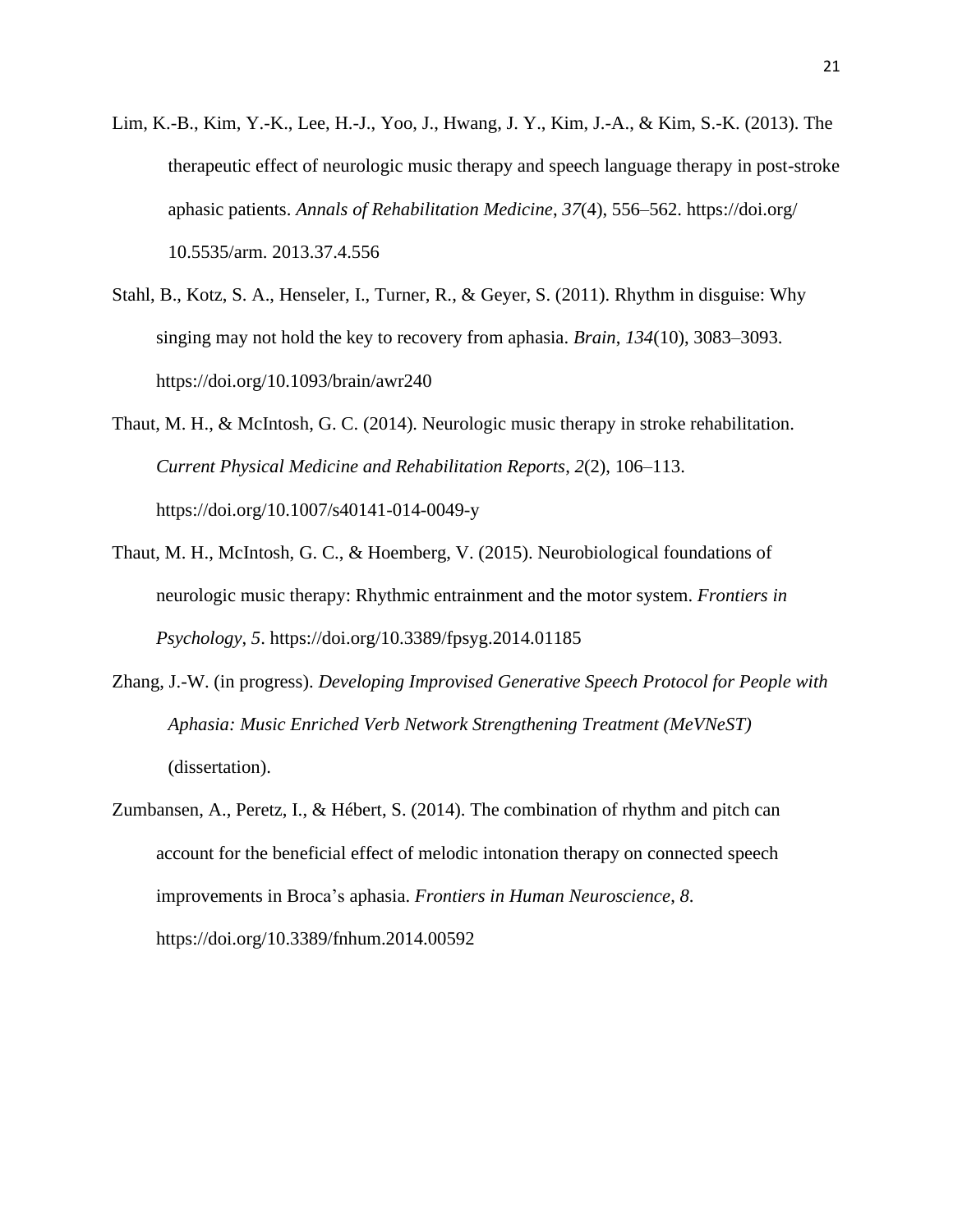Lim, K.-B., Kim, Y.-K., Lee, H.-J., Yoo, J., Hwang, J. Y., Kim, J.-A., & Kim, S.-K. (2013). The therapeutic effect of neurologic music therapy and speech language therapy in post-stroke aphasic patients. *Annals of Rehabilitation Medicine*, *37*(4), 556–562. https://doi.org/ 10.5535/arm. 2013.37.4.556

Stahl, B., Kotz, S. A., Henseler, I., Turner, R., & Geyer, S. (2011). Rhythm in disguise: Why singing may not hold the key to recovery from aphasia. *Brain*, *134*(10), 3083–3093. https://doi.org/10.1093/brain/awr240

Thaut, M. H., & McIntosh, G. C. (2014). Neurologic music therapy in stroke rehabilitation. *Current Physical Medicine and Rehabilitation Reports*, *2*(2), 106–113. https://doi.org/10.1007/s40141-014-0049-y

Thaut, M. H., McIntosh, G. C., & Hoemberg, V. (2015). Neurobiological foundations of neurologic music therapy: Rhythmic entrainment and the motor system. *Frontiers in Psychology*, *5*. https://doi.org/10.3389/fpsyg.2014.01185

Zhang, J.-W. (in progress). *Developing Improvised Generative Speech Protocol for People with Aphasia: Music Enriched Verb Network Strengthening Treatment (MeVNeST)* (dissertation).

Zumbansen, A., Peretz, I., & Hébert, S. (2014). The combination of rhythm and pitch can account for the beneficial effect of melodic intonation therapy on connected speech improvements in Broca's aphasia. *Frontiers in Human Neuroscience, 8*. https://doi.org/10.3389/fnhum.2014.00592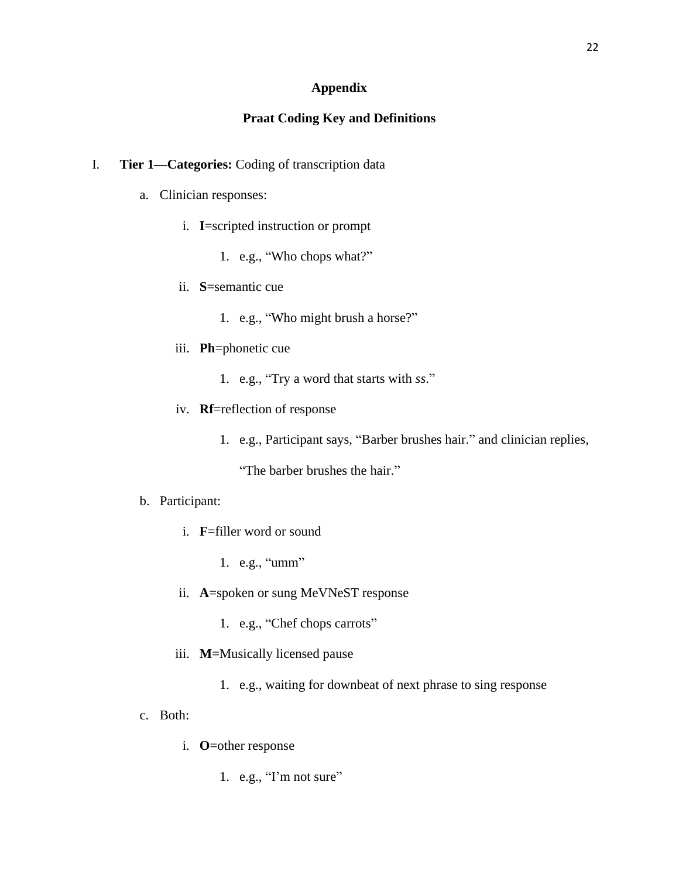# Appendix

## Praat Coding Key and Definitions

I. **Tier 1—Categories:** Coding of transcription data

   a. Clinician responses:

      i. **I**=scripted instruction or prompt

         1. e.g., "Who chops what?"

      ii. **S**=semantic cue

         1. e.g., "Who might brush a horse?"

      iii. **Ph**=phonetic cue

         1. e.g., "Try a word that starts with *ss*."

      iv. **Rf**=reflection of response

         1. e.g., Participant says, "Barber brushes hair." and clinician replies, "The barber brushes the hair."

   b. Participant:

      i. **F**=filler word or sound

         1. e.g., "umm"

      ii. **A**=spoken or sung MeVNeST response

         1. e.g., "Chef chops carrots"

      iii. **M**=Musically licensed pause

         1. e.g., waiting for downbeat of next phrase to sing response

   c. Both:

      i. **O**=other response

         1. e.g., "I'm not sure"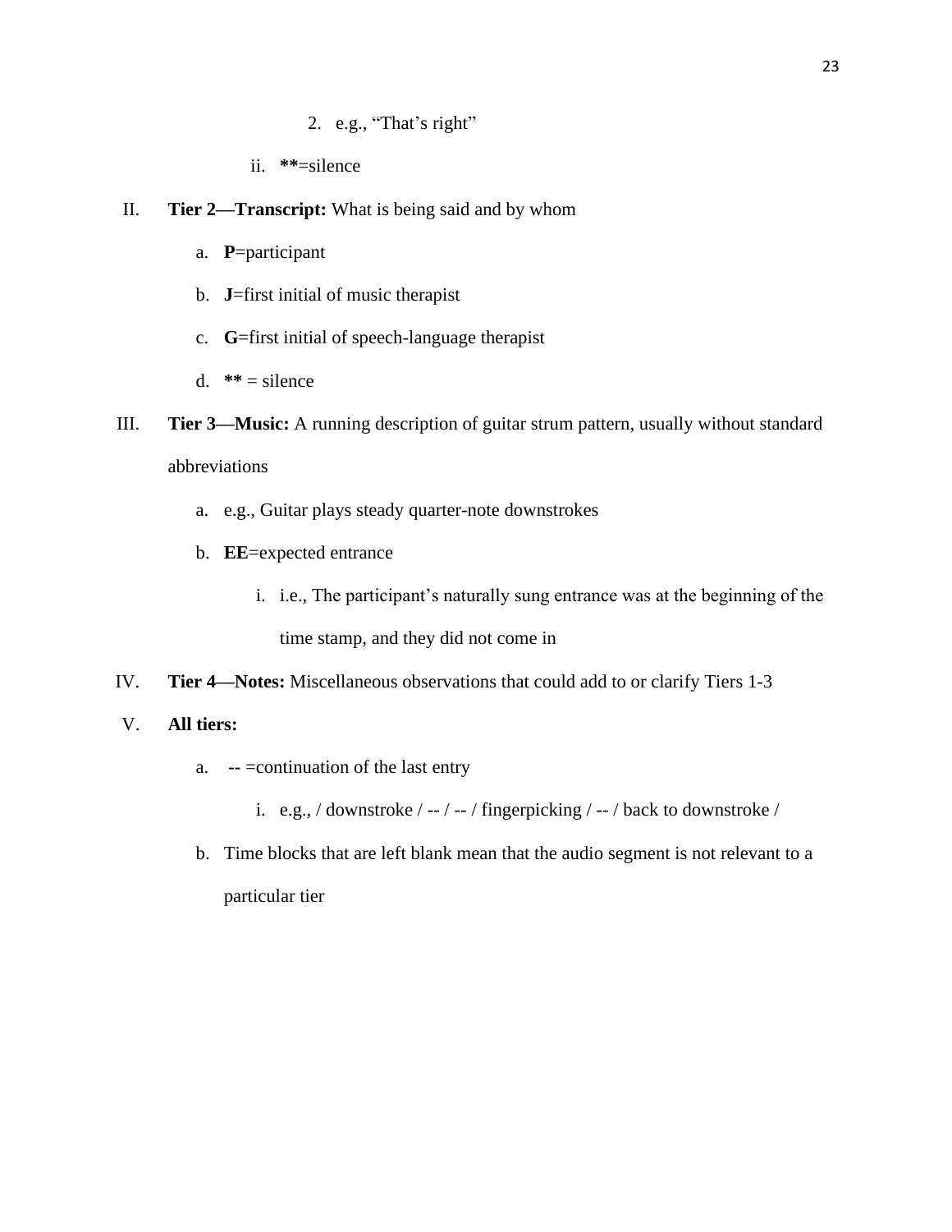2. e.g., "That's right"

        ii. **\*\***=silence

II. **Tier 2—Transcript:** What is being said and by whom

    a. **P**=participant

    b. **J**=first initial of music therapist

    c. **G**=first initial of speech-language therapist

    d. **\*\*** = silence

III. **Tier 3—Music:** A running description of guitar strum pattern, usually without standard abbreviations

    a. e.g., Guitar plays steady quarter-note downstrokes

    b. **EE**=expected entrance

        i. i.e., The participant's naturally sung entrance was at the beginning of the time stamp, and they did not come in

IV. **Tier 4—Notes:** Miscellaneous observations that could add to or clarify Tiers 1-3

V. **All tiers:**

    a. **--** =continuation of the last entry

        i. e.g., / downstroke / -- / -- / fingerpicking / -- / back to downstroke /

    b. Time blocks that are left blank mean that the audio segment is not relevant to a particular tier